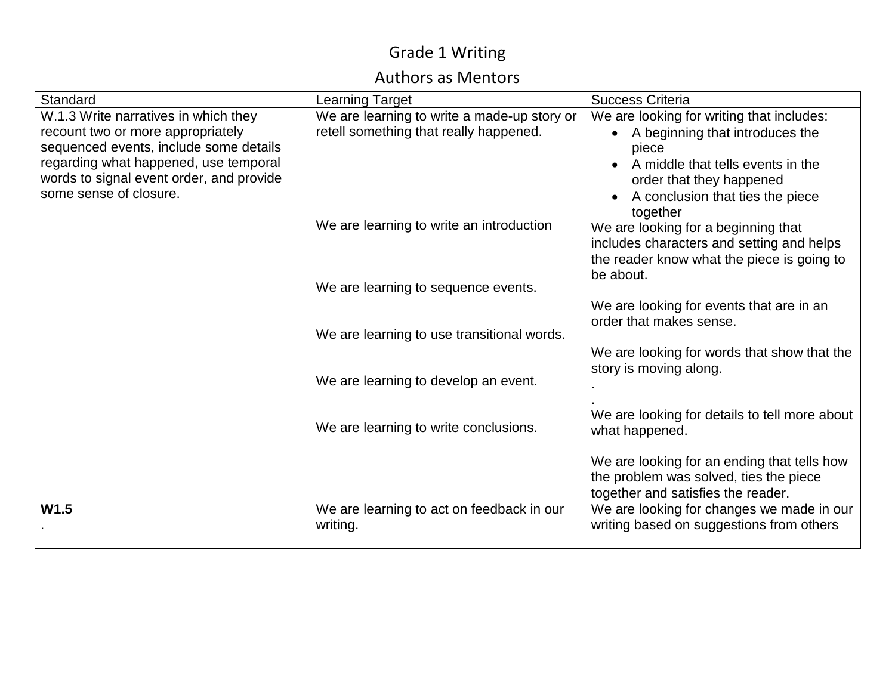# Grade 1 Writing

## Authors as Mentors

| Standard | Learning Target | Success Criteria |
|---|---|---|
| W.1.3 Write narratives in which they recount two or more appropriately sequenced events, include some details regarding what happened, use temporal words to signal event order, and provide some sense of closure. | We are learning to write a made-up story or retell something that really happened. | We are looking for writing that includes:<br>• A beginning that introduces the piece<br>• A middle that tells events in the order that they happened<br>• A conclusion that ties the piece together |
| | We are learning to write an introduction | We are looking for a beginning that includes characters and setting and helps the reader know what the piece is going to be about. |
| | We are learning to sequence events. | We are looking for events that are in an order that makes sense. |
| | We are learning to use transitional words. | We are looking for words that show that the story is moving along.<br>.<br>. |
| | We are learning to develop an event. | We are looking for details to tell more about what happened. |
| | We are learning to write conclusions. | We are looking for an ending that tells how the problem was solved, ties the piece together and satisfies the reader. |
| **W1.5**<br>. | We are learning to act on feedback in our writing. | We are looking for changes we made in our writing based on suggestions from others |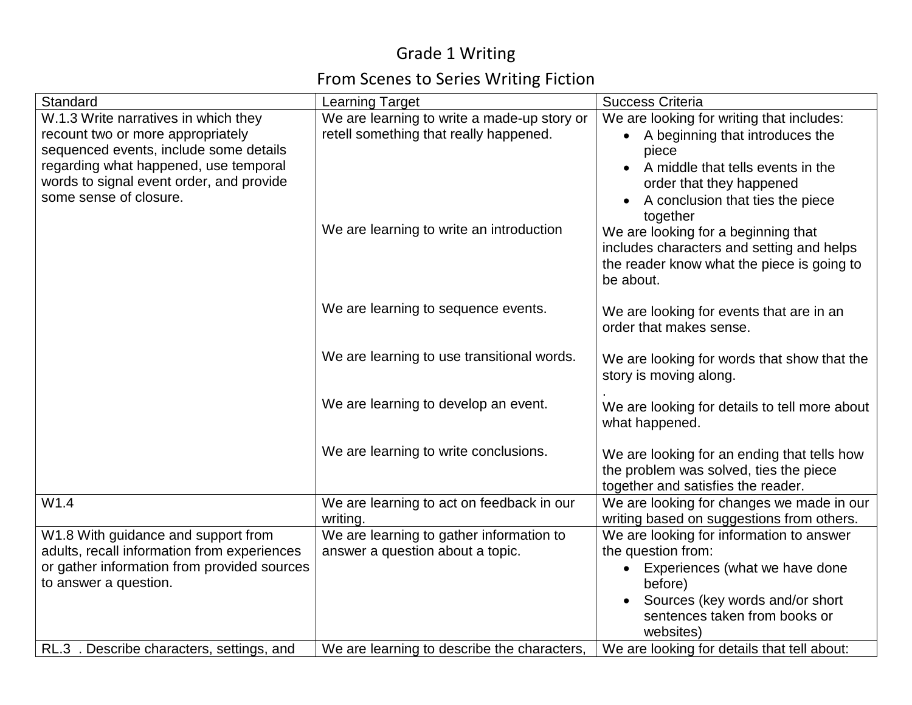# Grade 1 Writing

## From Scenes to Series Writing Fiction

| Standard | Learning Target | Success Criteria |
| --- | --- | --- |
| W.1.3 Write narratives in which they recount two or more appropriately sequenced events, include some details regarding what happened, use temporal words to signal event order, and provide some sense of closure. | We are learning to write a made-up story or retell something that really happened. | We are looking for writing that includes:<br>• A beginning that introduces the piece<br>• A middle that tells events in the order that they happened<br>• A conclusion that ties the piece together |
| | We are learning to write an introduction | We are looking for a beginning that includes characters and setting and helps the reader know what the piece is going to be about. |
| | We are learning to sequence events. | We are looking for events that are in an order that makes sense. |
| | We are learning to use transitional words. | We are looking for words that show that the story is moving along.<br>. |
| | We are learning to develop an event. | We are looking for details to tell more about what happened. |
| | We are learning to write conclusions. | We are looking for an ending that tells how the problem was solved, ties the piece together and satisfies the reader. |
| W1.4 | We are learning to act on feedback in our writing. | We are looking for changes we made in our writing based on suggestions from others. |
| W1.8 With guidance and support from adults, recall information from experiences or gather information from provided sources to answer a question. | We are learning to gather information to answer a question about a topic. | We are looking for information to answer the question from:<br>• Experiences (what we have done before)<br>• Sources (key words and/or short sentences taken from books or websites) |
| RL.3 . Describe characters, settings, and | We are learning to describe the characters, | We are looking for details that tell about: |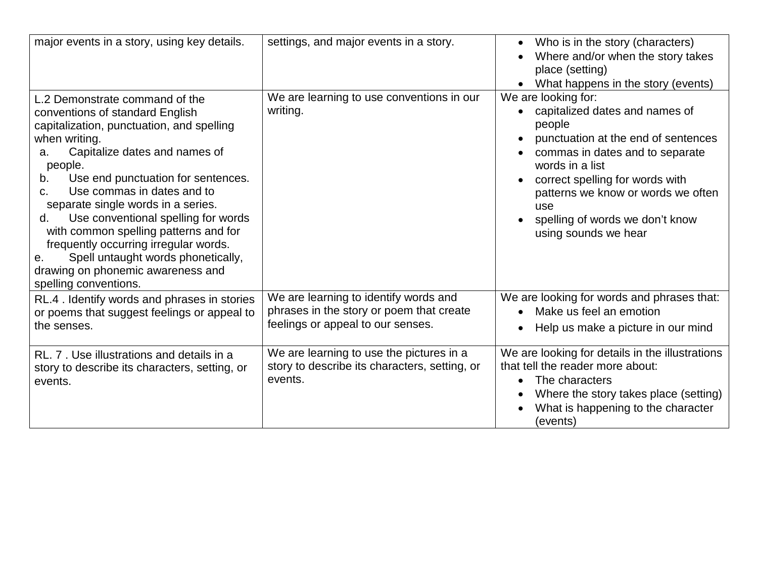| | | |
|---|---|---|
| major events in a story, using key details. | settings, and major events in a story. | • Who is in the story (characters)<br>• Where and/or when the story takes place (setting)<br>• What happens in the story (events) |
| L.2 Demonstrate command of the conventions of standard English capitalization, punctuation, and spelling when writing.<br>a. Capitalize dates and names of people.<br>b. Use end punctuation for sentences.<br>c. Use commas in dates and to separate single words in a series.<br>d. Use conventional spelling for words with common spelling patterns and for frequently occurring irregular words.<br>e. Spell untaught words phonetically, drawing on phonemic awareness and spelling conventions. | We are learning to use conventions in our writing. | We are looking for:<br>• capitalized dates and names of people<br>• punctuation at the end of sentences<br>• commas in dates and to separate words in a list<br>• correct spelling for words with patterns we know or words we often use<br>• spelling of words we don't know using sounds we hear |
| RL.4 . Identify words and phrases in stories or poems that suggest feelings or appeal to the senses. | We are learning to identify words and phrases in the story or poem that create feelings or appeal to our senses. | We are looking for words and phrases that:<br>• Make us feel an emotion<br>• Help us make a picture in our mind |
| RL. 7 . Use illustrations and details in a story to describe its characters, setting, or events. | We are learning to use the pictures in a story to describe its characters, setting, or events. | We are looking for details in the illustrations that tell the reader more about:<br>• The characters<br>• Where the story takes place (setting)<br>• What is happening to the character (events) |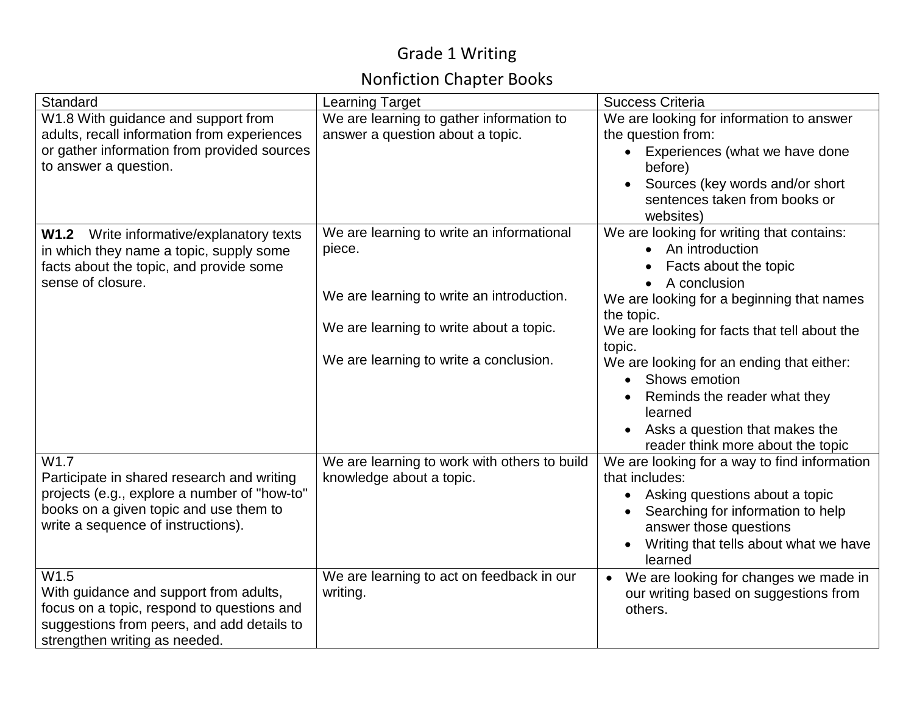# Grade 1 Writing

## Nonfiction Chapter Books

| Standard | Learning Target | Success Criteria |
|---|---|---|
| W1.8 With guidance and support from adults, recall information from experiences or gather information from provided sources to answer a question. | We are learning to gather information to answer a question about a topic. | We are looking for information to answer the question from:<br>• Experiences (what we have done before)<br>• Sources (key words and/or short sentences taken from books or websites) |
| **W1.2** Write informative/explanatory texts in which they name a topic, supply some facts about the topic, and provide some sense of closure. | We are learning to write an informational piece.<br><br>We are learning to write an introduction.<br><br>We are learning to write about a topic.<br><br>We are learning to write a conclusion. | We are looking for writing that contains:<br>• An introduction<br>• Facts about the topic<br>• A conclusion<br>We are looking for a beginning that names the topic.<br>We are looking for facts that tell about the topic.<br>We are looking for an ending that either:<br>• Shows emotion<br>• Reminds the reader what they learned<br>• Asks a question that makes the reader think more about the topic |
| W1.7<br>Participate in shared research and writing projects (e.g., explore a number of "how-to" books on a given topic and use them to write a sequence of instructions). | We are learning to work with others to build knowledge about a topic. | We are looking for a way to find information that includes:<br>• Asking questions about a topic<br>• Searching for information to help answer those questions<br>• Writing that tells about what we have learned |
| W1.5<br>With guidance and support from adults, focus on a topic, respond to questions and suggestions from peers, and add details to strengthen writing as needed. | We are learning to act on feedback in our writing. | • We are looking for changes we made in our writing based on suggestions from others. |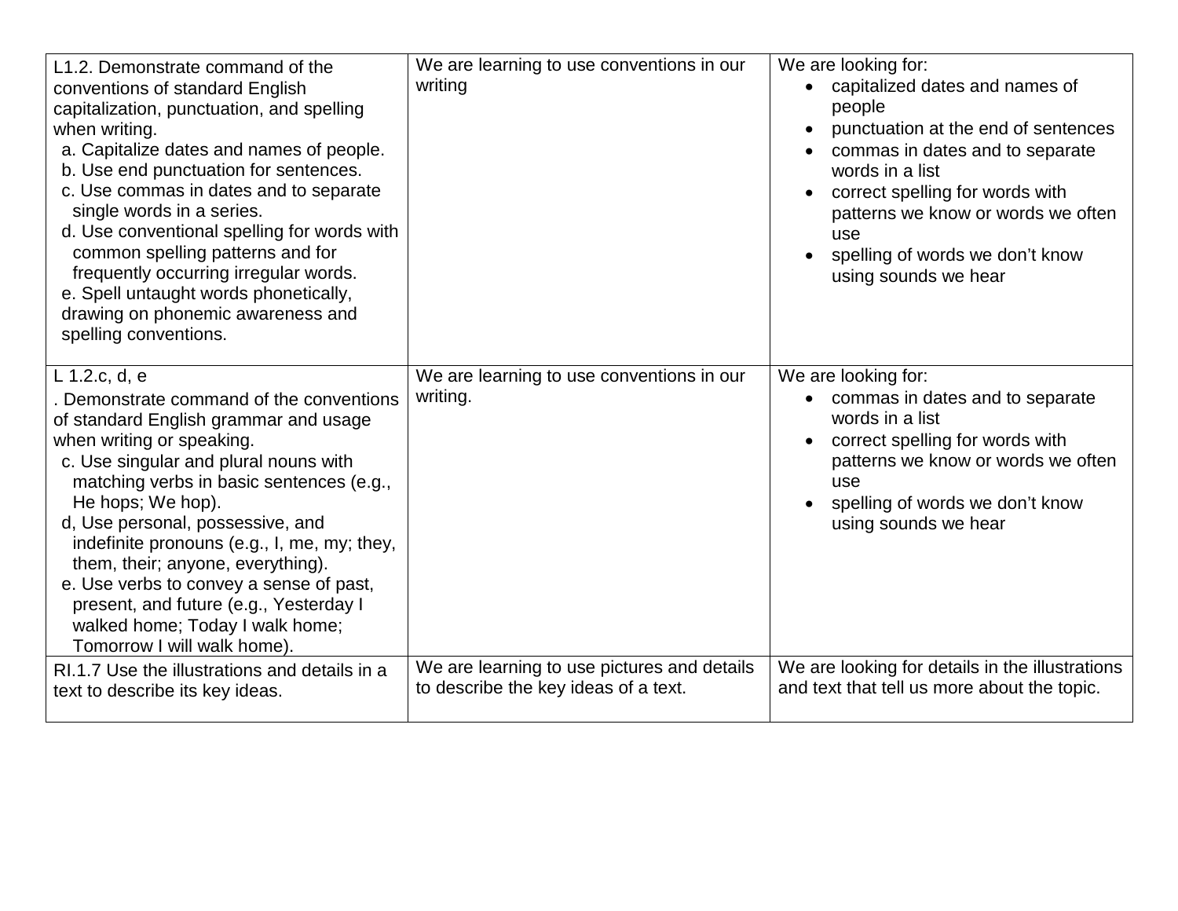| | | |
|---|---|---|
| L1.2. Demonstrate command of the conventions of standard English capitalization, punctuation, and spelling when writing.<br>a. Capitalize dates and names of people.<br>b. Use end punctuation for sentences.<br>c. Use commas in dates and to separate single words in a series.<br>d. Use conventional spelling for words with common spelling patterns and for frequently occurring irregular words.<br>e. Spell untaught words phonetically, drawing on phonemic awareness and spelling conventions. | We are learning to use conventions in our writing | We are looking for:<br>• capitalized dates and names of people<br>• punctuation at the end of sentences<br>• commas in dates and to separate words in a list<br>• correct spelling for words with patterns we know or words we often use<br>• spelling of words we don't know using sounds we hear |
| L 1.2.c, d, e<br>. Demonstrate command of the conventions of standard English grammar and usage when writing or speaking.<br>c. Use singular and plural nouns with matching verbs in basic sentences (e.g., He hops; We hop).<br>d, Use personal, possessive, and indefinite pronouns (e.g., I, me, my; they, them, their; anyone, everything).<br>e. Use verbs to convey a sense of past, present, and future (e.g., Yesterday I walked home; Today I walk home; Tomorrow I will walk home). | We are learning to use conventions in our writing. | We are looking for:<br>• commas in dates and to separate words in a list<br>• correct spelling for words with patterns we know or words we often use<br>• spelling of words we don't know using sounds we hear |
| RI.1.7 Use the illustrations and details in a text to describe its key ideas. | We are learning to use pictures and details to describe the key ideas of a text. | We are looking for details in the illustrations and text that tell us more about the topic. |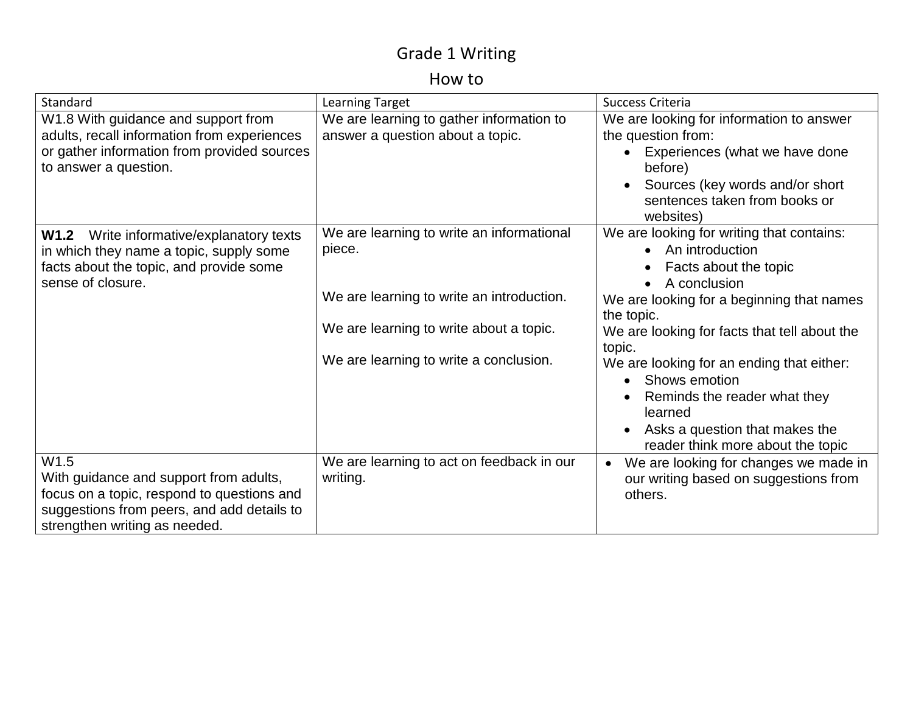# Grade 1 Writing

## How to

| Standard | Learning Target | Success Criteria |
|---|---|---|
| W1.8 With guidance and support from adults, recall information from experiences or gather information from provided sources to answer a question. | We are learning to gather information to answer a question about a topic. | We are looking for information to answer the question from:<br>• Experiences (what we have done before)<br>• Sources (key words and/or short sentences taken from books or websites) |
| **W1.2** Write informative/explanatory texts in which they name a topic, supply some facts about the topic, and provide some sense of closure. | We are learning to write an informational piece.<br><br>We are learning to write an introduction.<br><br>We are learning to write about a topic.<br><br>We are learning to write a conclusion. | We are looking for writing that contains:<br>• An introduction<br>• Facts about the topic<br>• A conclusion<br>We are looking for a beginning that names the topic.<br>We are looking for facts that tell about the topic.<br>We are looking for an ending that either:<br>• Shows emotion<br>• Reminds the reader what they learned<br>• Asks a question that makes the reader think more about the topic |
| W1.5<br>With guidance and support from adults, focus on a topic, respond to questions and suggestions from peers, and add details to strengthen writing as needed. | We are learning to act on feedback in our writing. | • We are looking for changes we made in our writing based on suggestions from others. |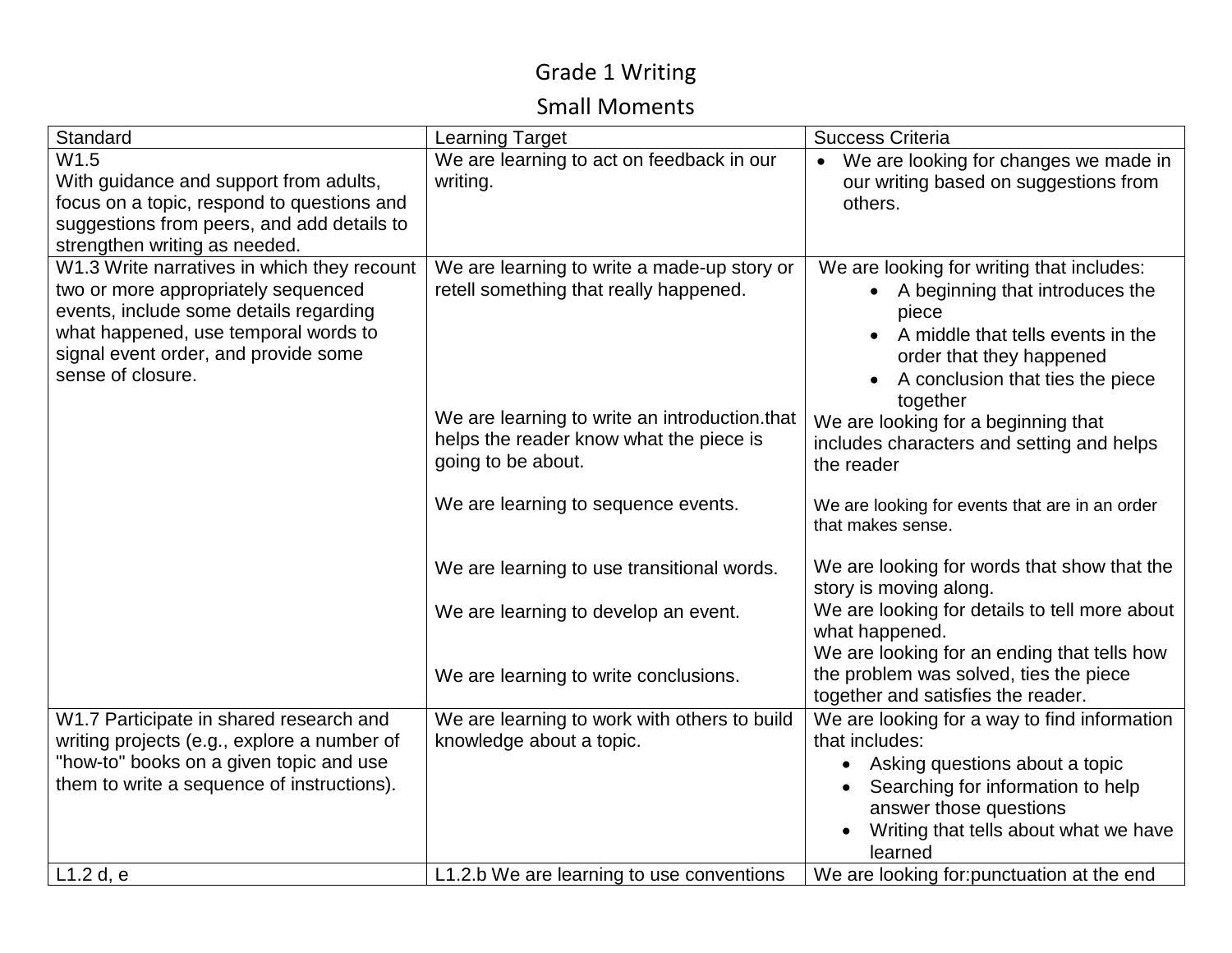# Grade 1 Writing

## Small Moments

| Standard | Learning Target | Success Criteria |
| --- | --- | --- |
| W1.5<br>With guidance and support from adults, focus on a topic, respond to questions and suggestions from peers, and add details to strengthen writing as needed. | We are learning to act on feedback in our writing. | • We are looking for changes we made in our writing based on suggestions from others. |
| W1.3 Write narratives in which they recount two or more appropriately sequenced events, include some details regarding what happened, use temporal words to signal event order, and provide some sense of closure. | We are learning to write a made-up story or retell something that really happened.<br><br>We are learning to write an introduction.that helps the reader know what the piece is going to be about.<br><br>We are learning to sequence events.<br><br>We are learning to use transitional words.<br><br>We are learning to develop an event.<br><br>We are learning to write conclusions. | We are looking for writing that includes:<br>• A beginning that introduces the piece<br>• A middle that tells events in the order that they happened<br>• A conclusion that ties the piece together<br>We are looking for a beginning that includes characters and setting and helps the reader<br><br>We are looking for events that are in an order that makes sense.<br><br>We are looking for words that show that the story is moving along.<br>We are looking for details to tell more about what happened.<br>We are looking for an ending that tells how the problem was solved, ties the piece together and satisfies the reader. |
| W1.7 Participate in shared research and writing projects (e.g., explore a number of "how-to" books on a given topic and use them to write a sequence of instructions). | We are learning to work with others to build knowledge about a topic. | We are looking for a way to find information that includes:<br>• Asking questions about a topic<br>• Searching for information to help answer those questions<br>• Writing that tells about what we have learned |
| L1.2 d, e | L1.2.b We are learning to use conventions | We are looking for:punctuation at the end |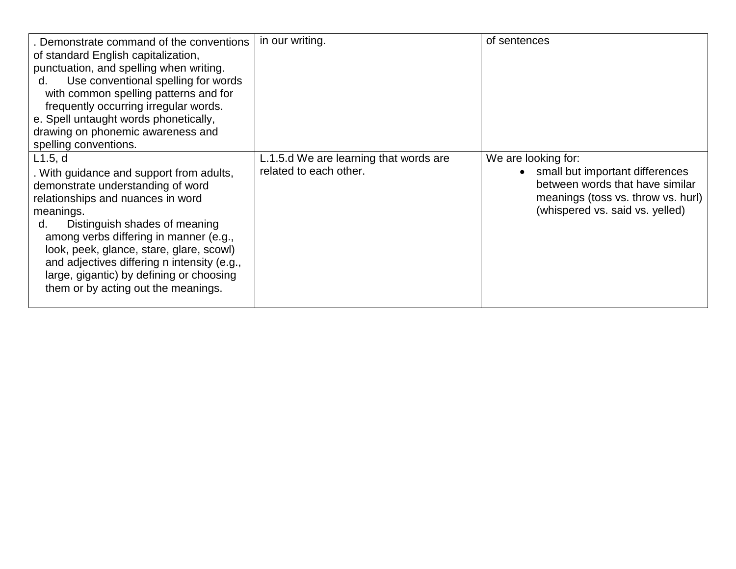| | | |
|---|---|---|
| . Demonstrate command of the conventions of standard English capitalization, punctuation, and spelling when writing.<br>d. Use conventional spelling for words with common spelling patterns and for frequently occurring irregular words.<br>e. Spell untaught words phonetically, drawing on phonemic awareness and spelling conventions. | in our writing. | of sentences |
| L1.5, d<br>. With guidance and support from adults, demonstrate understanding of word relationships and nuances in word meanings.<br>d. Distinguish shades of meaning among verbs differing in manner (e.g., look, peek, glance, stare, glare, scowl) and adjectives differing n intensity (e.g., large, gigantic) by defining or choosing them or by acting out the meanings. | L.1.5.d We are learning that words are related to each other. | We are looking for:<br>• small but important differences between words that have similar meanings (toss vs. throw vs. hurl) (whispered vs. said vs. yelled) |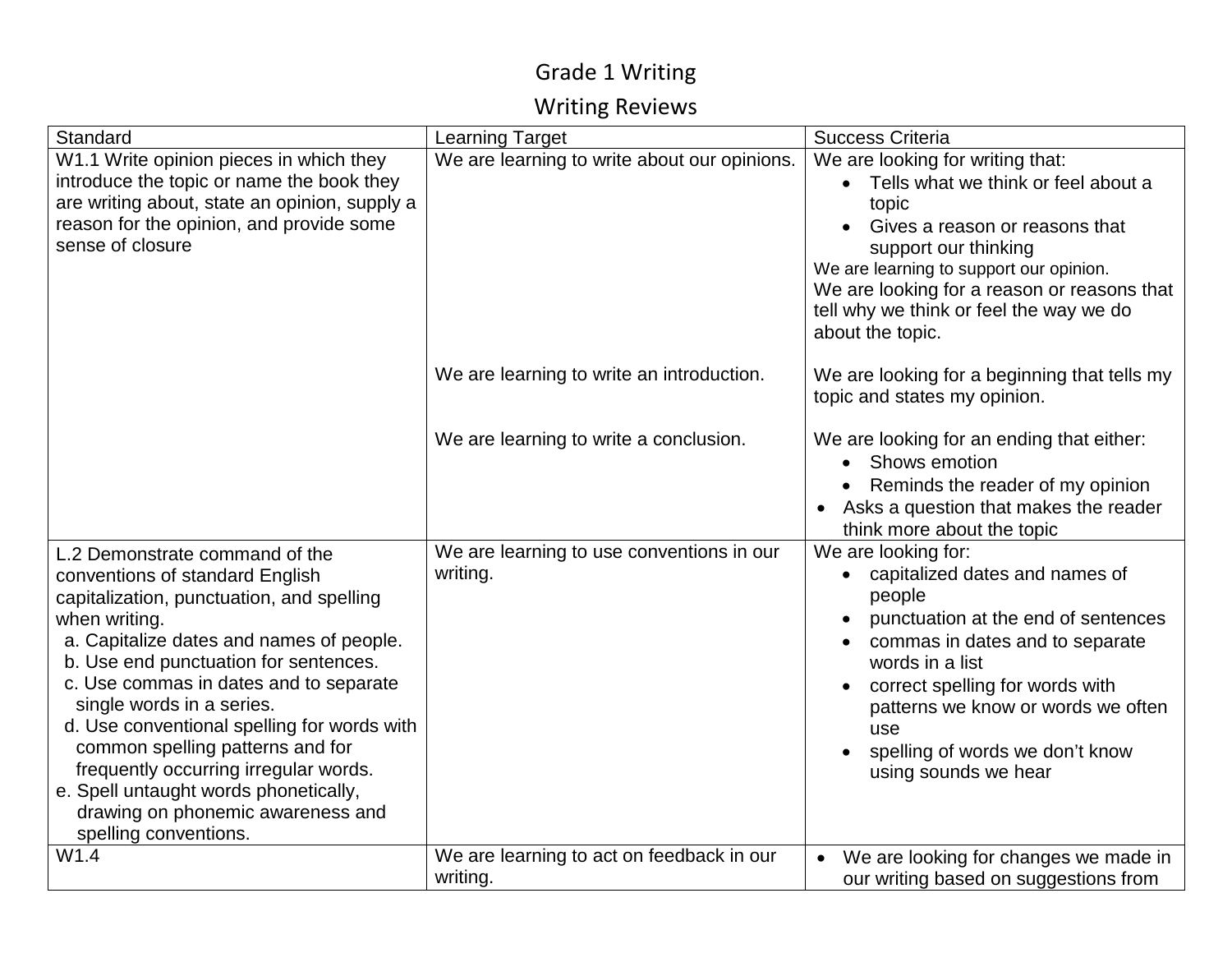# Grade 1 Writing

## Writing Reviews

| Standard | Learning Target | Success Criteria |
| --- | --- | --- |
| W1.1 Write opinion pieces in which they introduce the topic or name the book they are writing about, state an opinion, supply a reason for the opinion, and provide some sense of closure | We are learning to write about our opinions. | We are looking for writing that:<br>• Tells what we think or feel about a topic<br>• Gives a reason or reasons that support our thinking<br>We are learning to support our opinion.<br>We are looking for a reason or reasons that tell why we think or feel the way we do about the topic. |
| | We are learning to write an introduction. | We are looking for a beginning that tells my topic and states my opinion. |
| | We are learning to write a conclusion. | We are looking for an ending that either:<br>• Shows emotion<br>• Reminds the reader of my opinion<br>• Asks a question that makes the reader think more about the topic |
| L.2 Demonstrate command of the conventions of standard English capitalization, punctuation, and spelling when writing.<br>a. Capitalize dates and names of people.<br>b. Use end punctuation for sentences.<br>c. Use commas in dates and to separate single words in a series.<br>d. Use conventional spelling for words with common spelling patterns and for frequently occurring irregular words.<br>e. Spell untaught words phonetically, drawing on phonemic awareness and spelling conventions. | We are learning to use conventions in our writing. | We are looking for:<br>• capitalized dates and names of people<br>• punctuation at the end of sentences<br>• commas in dates and to separate words in a list<br>• correct spelling for words with patterns we know or words we often use<br>• spelling of words we don't know using sounds we hear |
| W1.4 | We are learning to act on feedback in our writing. | • We are looking for changes we made in our writing based on suggestions from |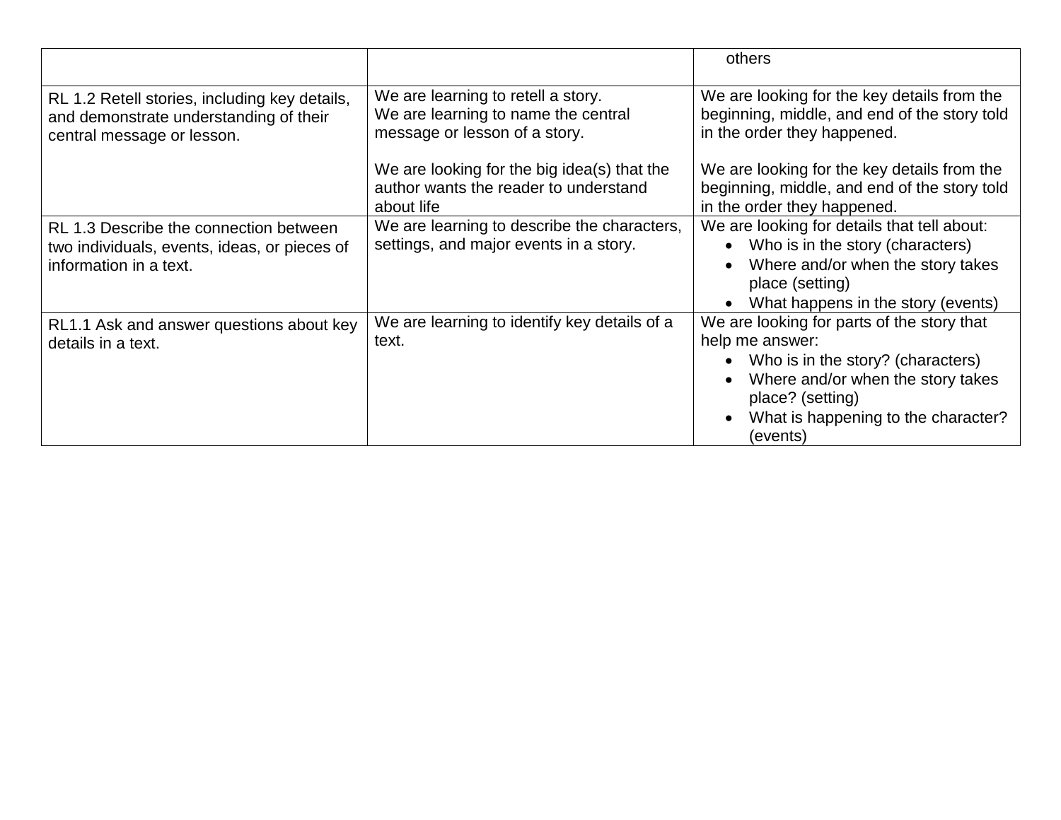| | | |
|---|---|---|
| | | others |
| RL 1.2 Retell stories, including key details, and demonstrate understanding of their central message or lesson. | We are learning to retell a story.<br>We are learning to name the central message or lesson of a story.<br><br>We are looking for the big idea(s) that the author wants the reader to understand about life | We are looking for the key details from the beginning, middle, and end of the story told in the order they happened.<br><br>We are looking for the key details from the beginning, middle, and end of the story told in the order they happened. |
| RL 1.3 Describe the connection between two individuals, events, ideas, or pieces of information in a text. | We are learning to describe the characters, settings, and major events in a story. | We are looking for details that tell about:<br>• Who is in the story (characters)<br>• Where and/or when the story takes place (setting)<br>• What happens in the story (events) |
| RL1.1 Ask and answer questions about key details in a text. | We are learning to identify key details of a text. | We are looking for parts of the story that help me answer:<br>• Who is in the story? (characters)<br>• Where and/or when the story takes place? (setting)<br>• What is happening to the character? (events) |